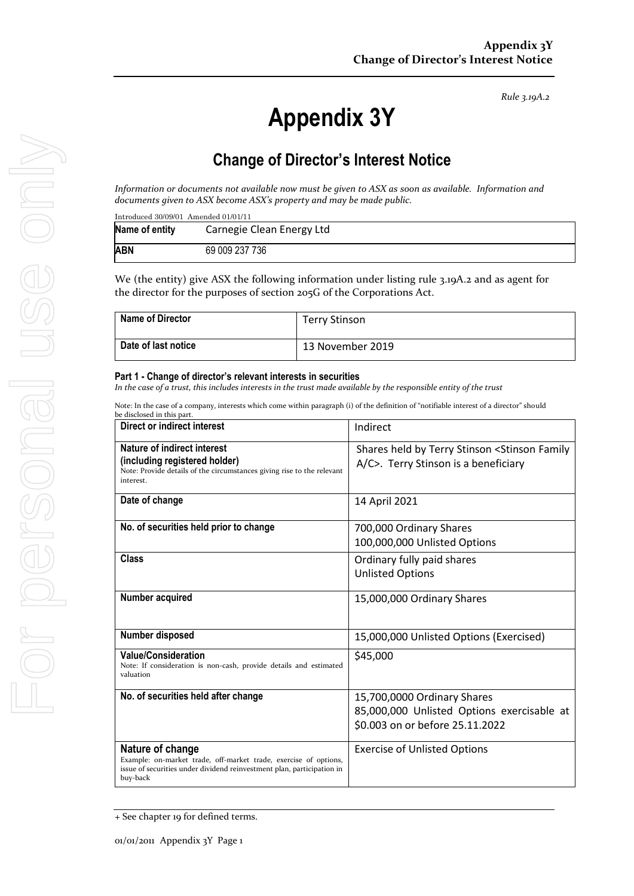*Rule 3.19A.2*

# Appendix 3Y

## Change of Director's Interest Notice

*Information or documents not available now must be given to ASX as soon as available. Information and documents given to ASX become ASX's property and may be made public.*

Introduced 30/09/01 Amended 01/01/11

| Name of entity | Carnegie Clean Energy Ltd |
|---|---|
| **ABN** | 69 009 237 736 |

We (the entity) give ASX the following information under listing rule 3.19A.2 and as agent for the director for the purposes of section 205G of the Corporations Act.

| Name of Director | Terry Stinson |
|---|---|
| **Date of last notice** | 13 November 2019 |

**Part 1 - Change of director's relevant interests in securities**

*In the case of a trust, this includes interests in the trust made available by the responsible entity of the trust*

Note: In the case of a company, interests which come within paragraph (i) of the definition of "notifiable interest of a director" should be disclosed in this part.

| Direct or indirect interest | Indirect |
|---|---|
| **Nature of indirect interest (including registered holder)**<br>Note: Provide details of the circumstances giving rise to the relevant interest. | Shares held by Terry Stinson <Stinson Family A/C>. Terry Stinson is a beneficiary |
| **Date of change** | 14 April 2021 |
| **No. of securities held prior to change** | 700,000 Ordinary Shares<br>100,000,000 Unlisted Options |
| **Class** | Ordinary fully paid shares<br>Unlisted Options |
| **Number acquired** | 15,000,000 Ordinary Shares |
| **Number disposed** | 15,000,000 Unlisted Options (Exercised) |
| **Value/Consideration**<br>Note: If consideration is non-cash, provide details and estimated valuation | $45,000 |
| **No. of securities held after change** | 15,700,0000 Ordinary Shares<br>85,000,000 Unlisted Options exercisable at $0.003 on or before 25.11.2022 |
| **Nature of change**<br>Example: on-market trade, off-market trade, exercise of options, issue of securities under dividend reinvestment plan, participation in buy-back | Exercise of Unlisted Options |

+ See chapter 19 for defined terms.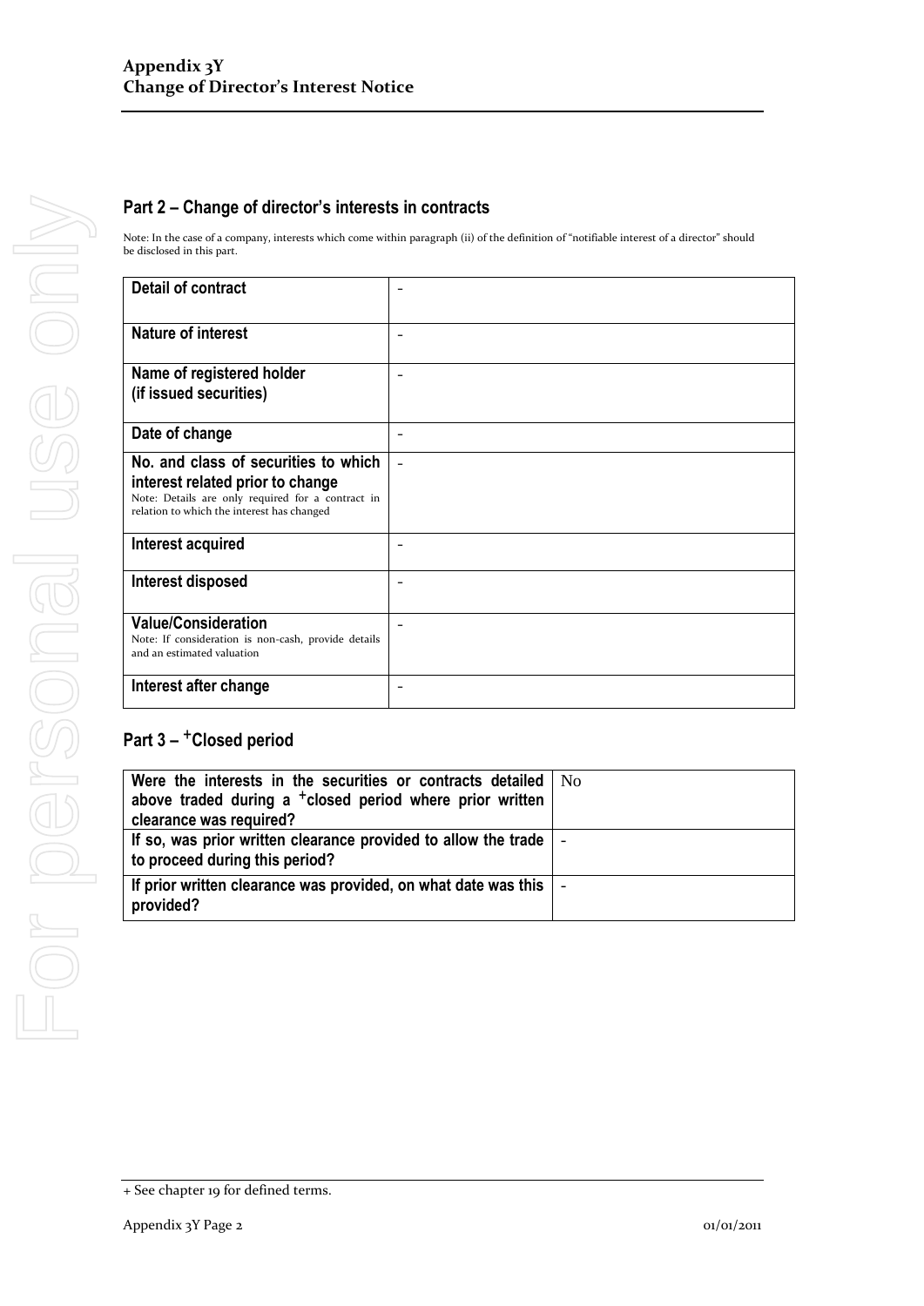## Part 2 – Change of director's interests in contracts

Note: In the case of a company, interests which come within paragraph (ii) of the definition of "notifiable interest of a director" should be disclosed in this part.

| | |
|---|---|
| **Detail of contract** | - |
| **Nature of interest** | - |
| **Name of registered holder (if issued securities)** | - |
| **Date of change** | - |
| **No. and class of securities to which interest related prior to change** Note: Details are only required for a contract in relation to which the interest has changed | - |
| **Interest acquired** | - |
| **Interest disposed** | - |
| **Value/Consideration** Note: If consideration is non-cash, provide details and an estimated valuation | - |
| **Interest after change** | - |

## Part 3 – +Closed period

| | |
|---|---|
| **Were the interests in the securities or contracts detailed above traded during a +closed period where prior written clearance was required?** | No |
| **If so, was prior written clearance provided to allow the trade to proceed during this period?** | - |
| **If prior written clearance was provided, on what date was this provided?** | - |

+ See chapter 19 for defined terms.